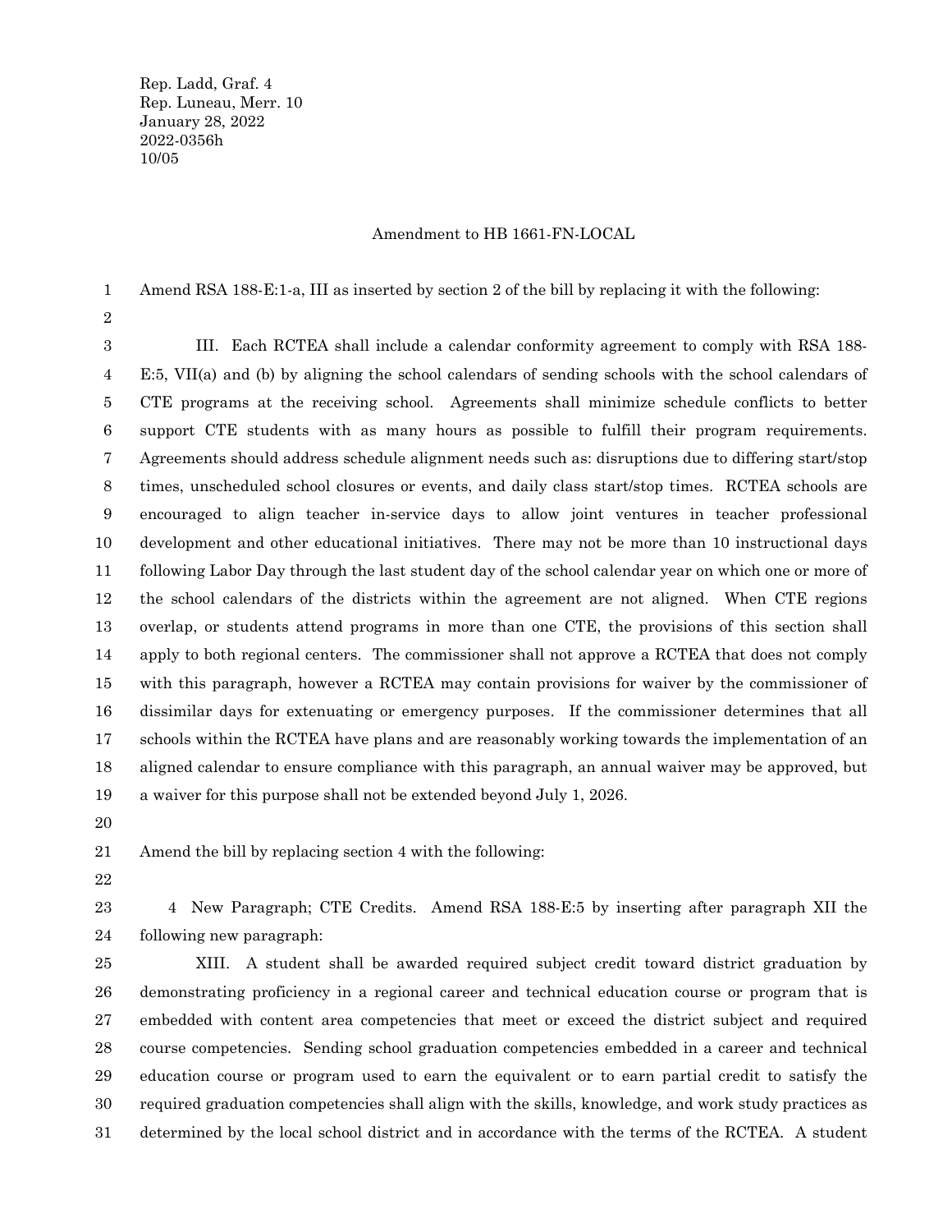Rep. Ladd, Graf. 4
Rep. Luneau, Merr. 10
January 28, 2022
2022-0356h
10/05

Amendment to HB 1661-FN-LOCAL

Amend RSA 188-E:1-a, III as inserted by section 2 of the bill by replacing it with the following:

III. Each RCTEA shall include a calendar conformity agreement to comply with RSA 188-E:5, VII(a) and (b) by aligning the school calendars of sending schools with the school calendars of CTE programs at the receiving school. Agreements shall minimize schedule conflicts to better support CTE students with as many hours as possible to fulfill their program requirements. Agreements should address schedule alignment needs such as: disruptions due to differing start/stop times, unscheduled school closures or events, and daily class start/stop times. RCTEA schools are encouraged to align teacher in-service days to allow joint ventures in teacher professional development and other educational initiatives. There may not be more than 10 instructional days following Labor Day through the last student day of the school calendar year on which one or more of the school calendars of the districts within the agreement are not aligned. When CTE regions overlap, or students attend programs in more than one CTE, the provisions of this section shall apply to both regional centers. The commissioner shall not approve a RCTEA that does not comply with this paragraph, however a RCTEA may contain provisions for waiver by the commissioner of dissimilar days for extenuating or emergency purposes. If the commissioner determines that all schools within the RCTEA have plans and are reasonably working towards the implementation of an aligned calendar to ensure compliance with this paragraph, an annual waiver may be approved, but a waiver for this purpose shall not be extended beyond July 1, 2026.

Amend the bill by replacing section 4 with the following:

4 New Paragraph; CTE Credits. Amend RSA 188-E:5 by inserting after paragraph XII the following new paragraph:

XIII. A student shall be awarded required subject credit toward district graduation by demonstrating proficiency in a regional career and technical education course or program that is embedded with content area competencies that meet or exceed the district subject and required course competencies. Sending school graduation competencies embedded in a career and technical education course or program used to earn the equivalent or to earn partial credit to satisfy the required graduation competencies shall align with the skills, knowledge, and work study practices as determined by the local school district and in accordance with the terms of the RCTEA. A student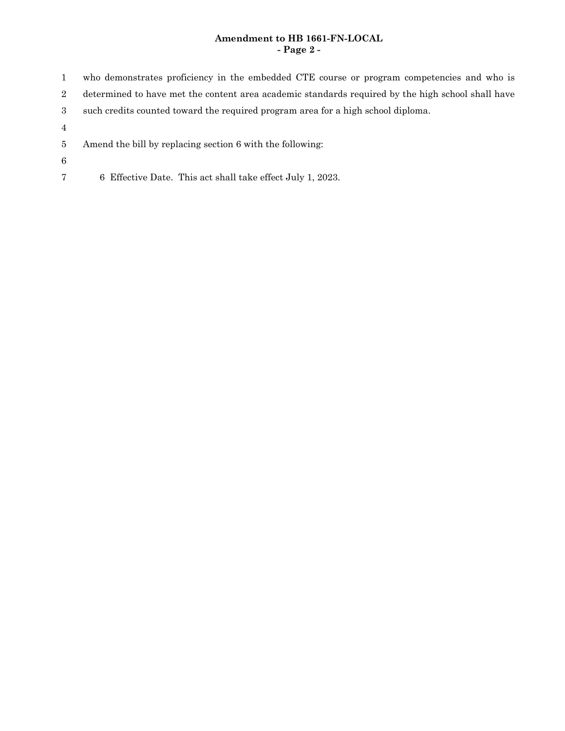who demonstrates proficiency in the embedded CTE course or program competencies and who is determined to have met the content area academic standards required by the high school shall have such credits counted toward the required program area for a high school diploma.

Amend the bill by replacing section 6 with the following:

6 Effective Date. This act shall take effect July 1, 2023.